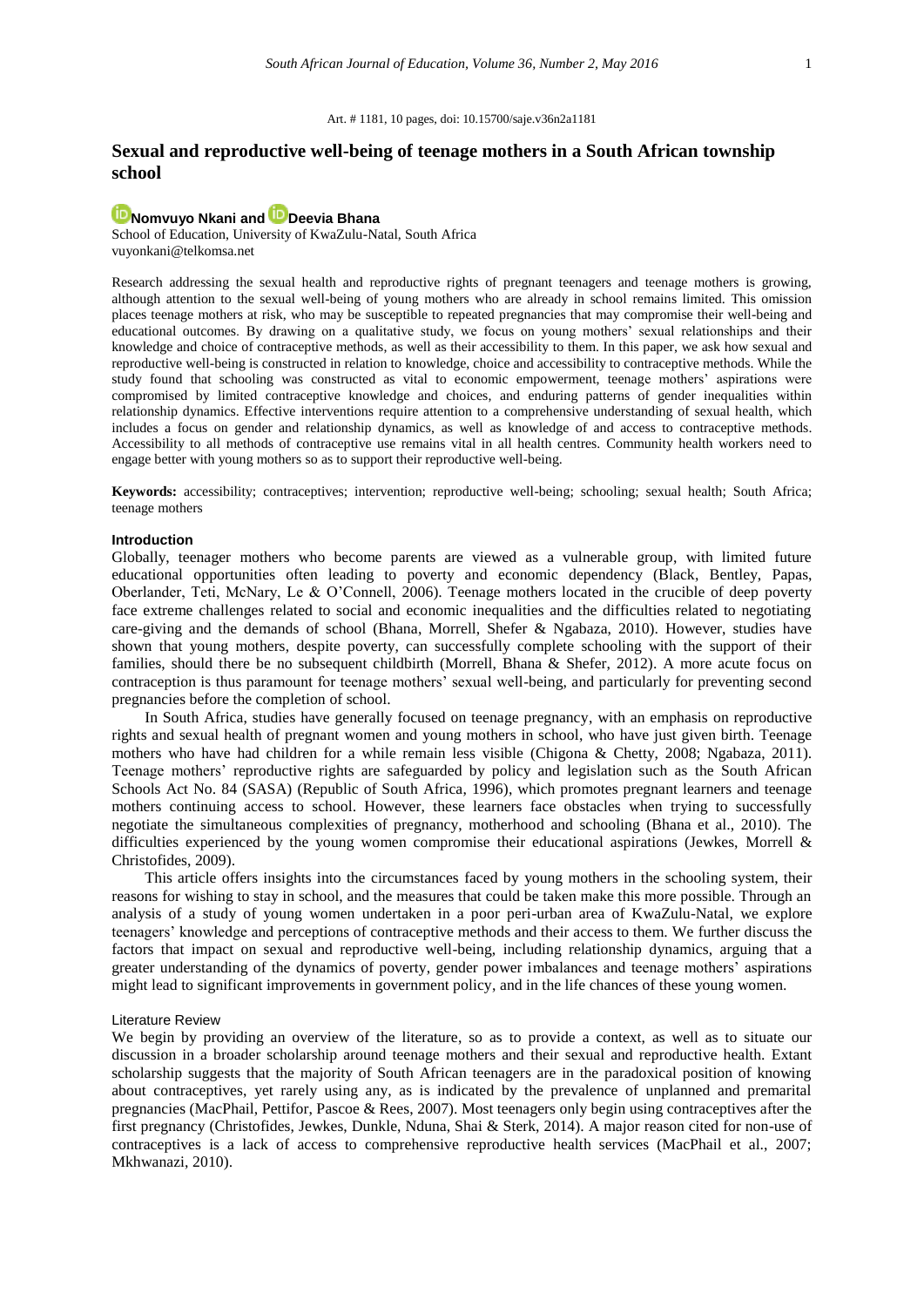Art. # 1181, 10 pages, doi: 10.15700/saje.v36n2a1181

# Sexual and reproductive well-being of teenage mothers in a South African township school

**Nomvuyo Nkani and Deevia Bhana**

School of Education, University of KwaZulu-Natal, South Africa

vuyonkani@telkomsa.net

Research addressing the sexual health and reproductive rights of pregnant teenagers and teenage mothers is growing, although attention to the sexual well-being of young mothers who are already in school remains limited. This omission places teenage mothers at risk, who may be susceptible to repeated pregnancies that may compromise their well-being and educational outcomes. By drawing on a qualitative study, we focus on young mothers' sexual relationships and their knowledge and choice of contraceptive methods, as well as their accessibility to them. In this paper, we ask how sexual and reproductive well-being is constructed in relation to knowledge, choice and accessibility to contraceptive methods. While the study found that schooling was constructed as vital to economic empowerment, teenage mothers' aspirations were compromised by limited contraceptive knowledge and choices, and enduring patterns of gender inequalities within relationship dynamics. Effective interventions require attention to a comprehensive understanding of sexual health, which includes a focus on gender and relationship dynamics, as well as knowledge of and access to contraceptive methods. Accessibility to all methods of contraceptive use remains vital in all health centres. Community health workers need to engage better with young mothers so as to support their reproductive well-being.

**Keywords:** accessibility; contraceptives; intervention; reproductive well-being; schooling; sexual health; South Africa; teenage mothers

## Introduction

Globally, teenager mothers who become parents are viewed as a vulnerable group, with limited future educational opportunities often leading to poverty and economic dependency (Black, Bentley, Papas, Oberlander, Teti, McNary, Le & O'Connell, 2006). Teenage mothers located in the crucible of deep poverty face extreme challenges related to social and economic inequalities and the difficulties related to negotiating care-giving and the demands of school (Bhana, Morrell, Shefer & Ngabaza, 2010). However, studies have shown that young mothers, despite poverty, can successfully complete schooling with the support of their families, should there be no subsequent childbirth (Morrell, Bhana & Shefer, 2012). A more acute focus on contraception is thus paramount for teenage mothers' sexual well-being, and particularly for preventing second pregnancies before the completion of school.

In South Africa, studies have generally focused on teenage pregnancy, with an emphasis on reproductive rights and sexual health of pregnant women and young mothers in school, who have just given birth. Teenage mothers who have had children for a while remain less visible (Chigona & Chetty, 2008; Ngabaza, 2011). Teenage mothers' reproductive rights are safeguarded by policy and legislation such as the South African Schools Act No. 84 (SASA) (Republic of South Africa, 1996), which promotes pregnant learners and teenage mothers continuing access to school. However, these learners face obstacles when trying to successfully negotiate the simultaneous complexities of pregnancy, motherhood and schooling (Bhana et al., 2010). The difficulties experienced by the young women compromise their educational aspirations (Jewkes, Morrell & Christofides, 2009).

This article offers insights into the circumstances faced by young mothers in the schooling system, their reasons for wishing to stay in school, and the measures that could be taken make this more possible. Through an analysis of a study of young women undertaken in a poor peri-urban area of KwaZulu-Natal, we explore teenagers' knowledge and perceptions of contraceptive methods and their access to them. We further discuss the factors that impact on sexual and reproductive well-being, including relationship dynamics, arguing that a greater understanding of the dynamics of poverty, gender power imbalances and teenage mothers' aspirations might lead to significant improvements in government policy, and in the life chances of these young women.

### Literature Review

We begin by providing an overview of the literature, so as to provide a context, as well as to situate our discussion in a broader scholarship around teenage mothers and their sexual and reproductive health. Extant scholarship suggests that the majority of South African teenagers are in the paradoxical position of knowing about contraceptives, yet rarely using any, as is indicated by the prevalence of unplanned and premarital pregnancies (MacPhail, Pettifor, Pascoe & Rees, 2007). Most teenagers only begin using contraceptives after the first pregnancy (Christofides, Jewkes, Dunkle, Nduna, Shai & Sterk, 2014). A major reason cited for non-use of contraceptives is a lack of access to comprehensive reproductive health services (MacPhail et al., 2007; Mkhwanazi, 2010).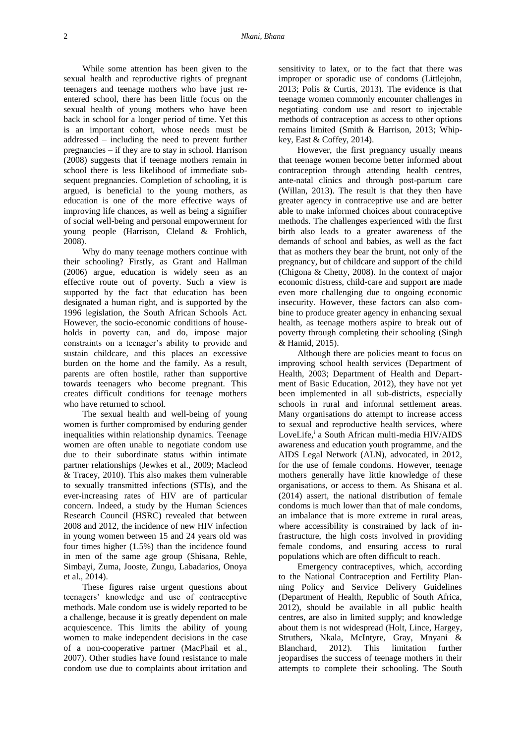While some attention has been given to the sexual health and reproductive rights of pregnant teenagers and teenage mothers who have just re-entered school, there has been little focus on the sexual health of young mothers who have been back in school for a longer period of time. Yet this is an important cohort, whose needs must be addressed – including the need to prevent further pregnancies – if they are to stay in school. Harrison (2008) suggests that if teenage mothers remain in school there is less likelihood of immediate subsequent pregnancies. Completion of schooling, it is argued, is beneficial to the young mothers, as education is one of the more effective ways of improving life chances, as well as being a signifier of social well-being and personal empowerment for young people (Harrison, Cleland & Frohlich, 2008).

Why do many teenage mothers continue with their schooling? Firstly, as Grant and Hallman (2006) argue, education is widely seen as an effective route out of poverty. Such a view is supported by the fact that education has been designated a human right, and is supported by the 1996 legislation, the South African Schools Act. However, the socio-economic conditions of households in poverty can, and do, impose major constraints on a teenager's ability to provide and sustain childcare, and this places an excessive burden on the home and the family. As a result, parents are often hostile, rather than supportive towards teenagers who become pregnant. This creates difficult conditions for teenage mothers who have returned to school.

The sexual health and well-being of young women is further compromised by enduring gender inequalities within relationship dynamics. Teenage women are often unable to negotiate condom use due to their subordinate status within intimate partner relationships (Jewkes et al., 2009; Macleod & Tracey, 2010). This also makes them vulnerable to sexually transmitted infections (STIs), and the ever-increasing rates of HIV are of particular concern. Indeed, a study by the Human Sciences Research Council (HSRC) revealed that between 2008 and 2012, the incidence of new HIV infection in young women between 15 and 24 years old was four times higher (1.5%) than the incidence found in men of the same age group (Shisana, Rehle, Simbayi, Zuma, Jooste, Zungu, Labadarios, Onoya et al., 2014).

These figures raise urgent questions about teenagers' knowledge and use of contraceptive methods. Male condom use is widely reported to be a challenge, because it is greatly dependent on male acquiescence. This limits the ability of young women to make independent decisions in the case of a non-cooperative partner (MacPhail et al., 2007). Other studies have found resistance to male condom use due to complaints about irritation and sensitivity to latex, or to the fact that there was improper or sporadic use of condoms (Littlejohn, 2013; Polis & Curtis, 2013). The evidence is that teenage women commonly encounter challenges in negotiating condom use and resort to injectable methods of contraception as access to other options remains limited (Smith & Harrison, 2013; Whipkey, East & Coffey, 2014).

However, the first pregnancy usually means that teenage women become better informed about contraception through attending health centres, ante-natal clinics and through post-partum care (Willan, 2013). The result is that they then have greater agency in contraceptive use and are better able to make informed choices about contraceptive methods. The challenges experienced with the first birth also leads to a greater awareness of the demands of school and babies, as well as the fact that as mothers they bear the brunt, not only of the pregnancy, but of childcare and support of the child (Chigona & Chetty, 2008). In the context of major economic distress, child-care and support are made even more challenging due to ongoing economic insecurity. However, these factors can also combine to produce greater agency in enhancing sexual health, as teenage mothers aspire to break out of poverty through completing their schooling (Singh & Hamid, 2015).

Although there are policies meant to focus on improving school health services (Department of Health, 2003; Department of Health and Department of Basic Education, 2012), they have not yet been implemented in all sub-districts, especially schools in rural and informal settlement areas. Many organisations do attempt to increase access to sexual and reproductive health services, where LoveLife,[i] a South African multi-media HIV/AIDS awareness and education youth programme, and the AIDS Legal Network (ALN), advocated, in 2012, for the use of female condoms. However, teenage mothers generally have little knowledge of these organisations, or access to them. As Shisana et al. (2014) assert, the national distribution of female condoms is much lower than that of male condoms, an imbalance that is more extreme in rural areas, where accessibility is constrained by lack of infrastructure, the high costs involved in providing female condoms, and ensuring access to rural populations which are often difficult to reach.

Emergency contraceptives, which, according to the National Contraception and Fertility Planning Policy and Service Delivery Guidelines (Department of Health, Republic of South Africa, 2012), should be available in all public health centres, are also in limited supply; and knowledge about them is not widespread (Holt, Lince, Hargey, Struthers, Nkala, McIntyre, Gray, Mnyani & Blanchard, 2012). This limitation further jeopardises the success of teenage mothers in their attempts to complete their schooling. The South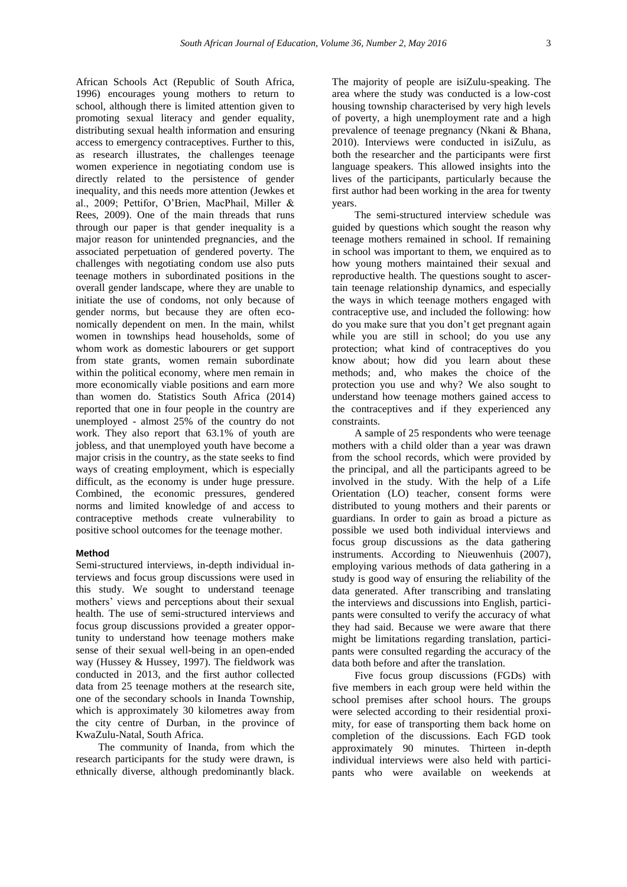African Schools Act (Republic of South Africa, 1996) encourages young mothers to return to school, although there is limited attention given to promoting sexual literacy and gender equality, distributing sexual health information and ensuring access to emergency contraceptives. Further to this, as research illustrates, the challenges teenage women experience in negotiating condom use is directly related to the persistence of gender inequality, and this needs more attention (Jewkes et al., 2009; Pettifor, O'Brien, MacPhail, Miller & Rees, 2009). One of the main threads that runs through our paper is that gender inequality is a major reason for unintended pregnancies, and the associated perpetuation of gendered poverty. The challenges with negotiating condom use also puts teenage mothers in subordinated positions in the overall gender landscape, where they are unable to initiate the use of condoms, not only because of gender norms, but because they are often economically dependent on men. In the main, whilst women in townships head households, some of whom work as domestic labourers or get support from state grants, women remain subordinate within the political economy, where men remain in more economically viable positions and earn more than women do. Statistics South Africa (2014) reported that one in four people in the country are unemployed - almost 25% of the country do not work. They also report that 63.1% of youth are jobless, and that unemployed youth have become a major crisis in the country, as the state seeks to find ways of creating employment, which is especially difficult, as the economy is under huge pressure. Combined, the economic pressures, gendered norms and limited knowledge of and access to contraceptive methods create vulnerability to positive school outcomes for the teenage mother.

## Method

Semi-structured interviews, in-depth individual interviews and focus group discussions were used in this study. We sought to understand teenage mothers' views and perceptions about their sexual health. The use of semi-structured interviews and focus group discussions provided a greater opportunity to understand how teenage mothers make sense of their sexual well-being in an open-ended way (Hussey & Hussey, 1997). The fieldwork was conducted in 2013, and the first author collected data from 25 teenage mothers at the research site, one of the secondary schools in Inanda Township, which is approximately 30 kilometres away from the city centre of Durban, in the province of KwaZulu-Natal, South Africa.

The community of Inanda, from which the research participants for the study were drawn, is ethnically diverse, although predominantly black. The majority of people are isiZulu-speaking. The area where the study was conducted is a low-cost housing township characterised by very high levels of poverty, a high unemployment rate and a high prevalence of teenage pregnancy (Nkani & Bhana, 2010). Interviews were conducted in isiZulu, as both the researcher and the participants were first language speakers. This allowed insights into the lives of the participants, particularly because the first author had been working in the area for twenty years.

The semi-structured interview schedule was guided by questions which sought the reason why teenage mothers remained in school. If remaining in school was important to them, we enquired as to how young mothers maintained their sexual and reproductive health. The questions sought to ascertain teenage relationship dynamics, and especially the ways in which teenage mothers engaged with contraceptive use, and included the following: how do you make sure that you don't get pregnant again while you are still in school; do you use any protection; what kind of contraceptives do you know about; how did you learn about these methods; and, who makes the choice of the protection you use and why? We also sought to understand how teenage mothers gained access to the contraceptives and if they experienced any constraints.

A sample of 25 respondents who were teenage mothers with a child older than a year was drawn from the school records, which were provided by the principal, and all the participants agreed to be involved in the study. With the help of a Life Orientation (LO) teacher, consent forms were distributed to young mothers and their parents or guardians. In order to gain as broad a picture as possible we used both individual interviews and focus group discussions as the data gathering instruments. According to Nieuwenhuis (2007), employing various methods of data gathering in a study is good way of ensuring the reliability of the data generated. After transcribing and translating the interviews and discussions into English, participants were consulted to verify the accuracy of what they had said. Because we were aware that there might be limitations regarding translation, participants were consulted regarding the accuracy of the data both before and after the translation.

Five focus group discussions (FGDs) with five members in each group were held within the school premises after school hours. The groups were selected according to their residential proximity, for ease of transporting them back home on completion of the discussions. Each FGD took approximately 90 minutes. Thirteen in-depth individual interviews were also held with participants who were available on weekends at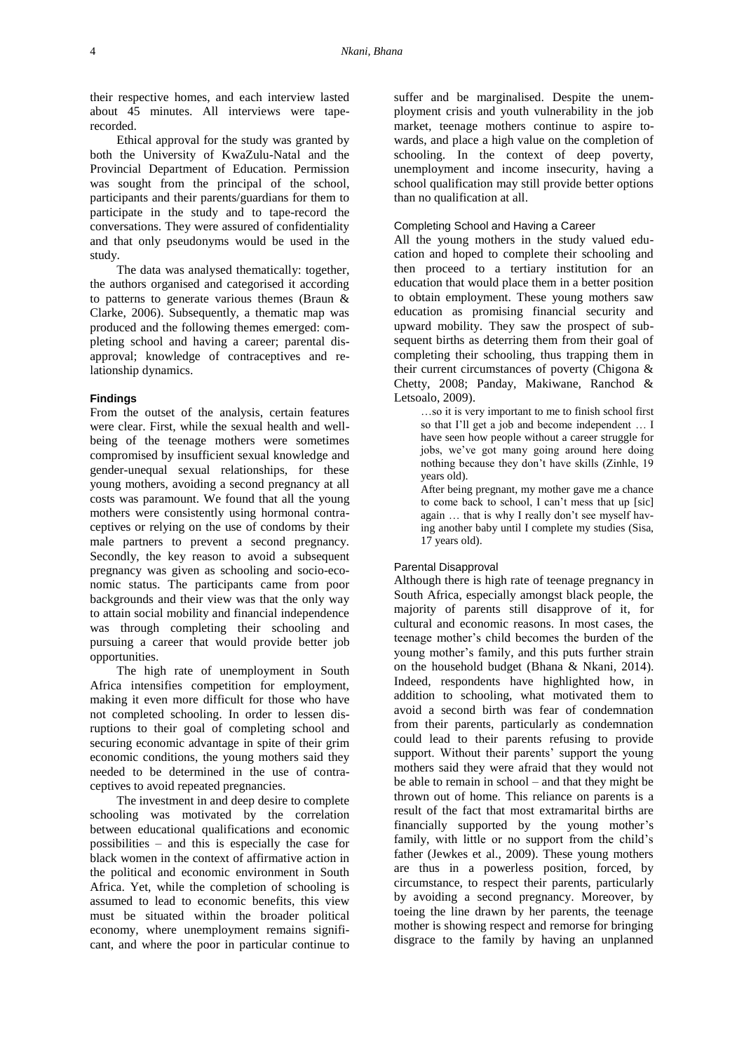their respective homes, and each interview lasted about 45 minutes. All interviews were tape-recorded.

Ethical approval for the study was granted by both the University of KwaZulu-Natal and the Provincial Department of Education. Permission was sought from the principal of the school, participants and their parents/guardians for them to participate in the study and to tape-record the conversations. They were assured of confidentiality and that only pseudonyms would be used in the study.

The data was analysed thematically: together, the authors organised and categorised it according to patterns to generate various themes (Braun & Clarke, 2006). Subsequently, a thematic map was produced and the following themes emerged: completing school and having a career; parental disapproval; knowledge of contraceptives and relationship dynamics.

## Findings

From the outset of the analysis, certain features were clear. First, while the sexual health and well-being of the teenage mothers were sometimes compromised by insufficient sexual knowledge and gender-unequal sexual relationships, for these young mothers, avoiding a second pregnancy at all costs was paramount. We found that all the young mothers were consistently using hormonal contraceptives or relying on the use of condoms by their male partners to prevent a second pregnancy. Secondly, the key reason to avoid a subsequent pregnancy was given as schooling and socio-economic status. The participants came from poor backgrounds and their view was that the only way to attain social mobility and financial independence was through completing their schooling and pursuing a career that would provide better job opportunities.

The high rate of unemployment in South Africa intensifies competition for employment, making it even more difficult for those who have not completed schooling. In order to lessen disruptions to their goal of completing school and securing economic advantage in spite of their grim economic conditions, the young mothers said they needed to be determined in the use of contraceptives to avoid repeated pregnancies.

The investment in and deep desire to complete schooling was motivated by the correlation between educational qualifications and economic possibilities – and this is especially the case for black women in the context of affirmative action in the political and economic environment in South Africa. Yet, while the completion of schooling is assumed to lead to economic benefits, this view must be situated within the broader political economy, where unemployment remains significant, and where the poor in particular continue to suffer and be marginalised. Despite the unemployment crisis and youth vulnerability in the job market, teenage mothers continue to aspire towards, and place a high value on the completion of schooling. In the context of deep poverty, unemployment and income insecurity, having a school qualification may still provide better options than no qualification at all.

### Completing School and Having a Career

All the young mothers in the study valued education and hoped to complete their schooling and then proceed to a tertiary institution for an education that would place them in a better position to obtain employment. These young mothers saw education as promising financial security and upward mobility. They saw the prospect of subsequent births as deterring them from their goal of completing their schooling, thus trapping them in their current circumstances of poverty (Chigona & Chetty, 2008; Panday, Makiwane, Ranchod & Letsoalo, 2009).

> …so it is very important to me to finish school first so that I'll get a job and become independent … I have seen how people without a career struggle for jobs, we've got many going around here doing nothing because they don't have skills (Zinhle, 19 years old).
>
> After being pregnant, my mother gave me a chance to come back to school, I can't mess that up [sic] again … that is why I really don't see myself having another baby until I complete my studies (Sisa, 17 years old).

### Parental Disapproval

Although there is high rate of teenage pregnancy in South Africa, especially amongst black people, the majority of parents still disapprove of it, for cultural and economic reasons. In most cases, the teenage mother's child becomes the burden of the young mother's family, and this puts further strain on the household budget (Bhana & Nkani, 2014). Indeed, respondents have highlighted how, in addition to schooling, what motivated them to avoid a second birth was fear of condemnation from their parents, particularly as condemnation could lead to their parents refusing to provide support. Without their parents' support the young mothers said they were afraid that they would not be able to remain in school – and that they might be thrown out of home. This reliance on parents is a result of the fact that most extramarital births are financially supported by the young mother's family, with little or no support from the child's father (Jewkes et al., 2009). These young mothers are thus in a powerless position, forced, by circumstance, to respect their parents, particularly by avoiding a second pregnancy. Moreover, by toeing the line drawn by her parents, the teenage mother is showing respect and remorse for bringing disgrace to the family by having an unplanned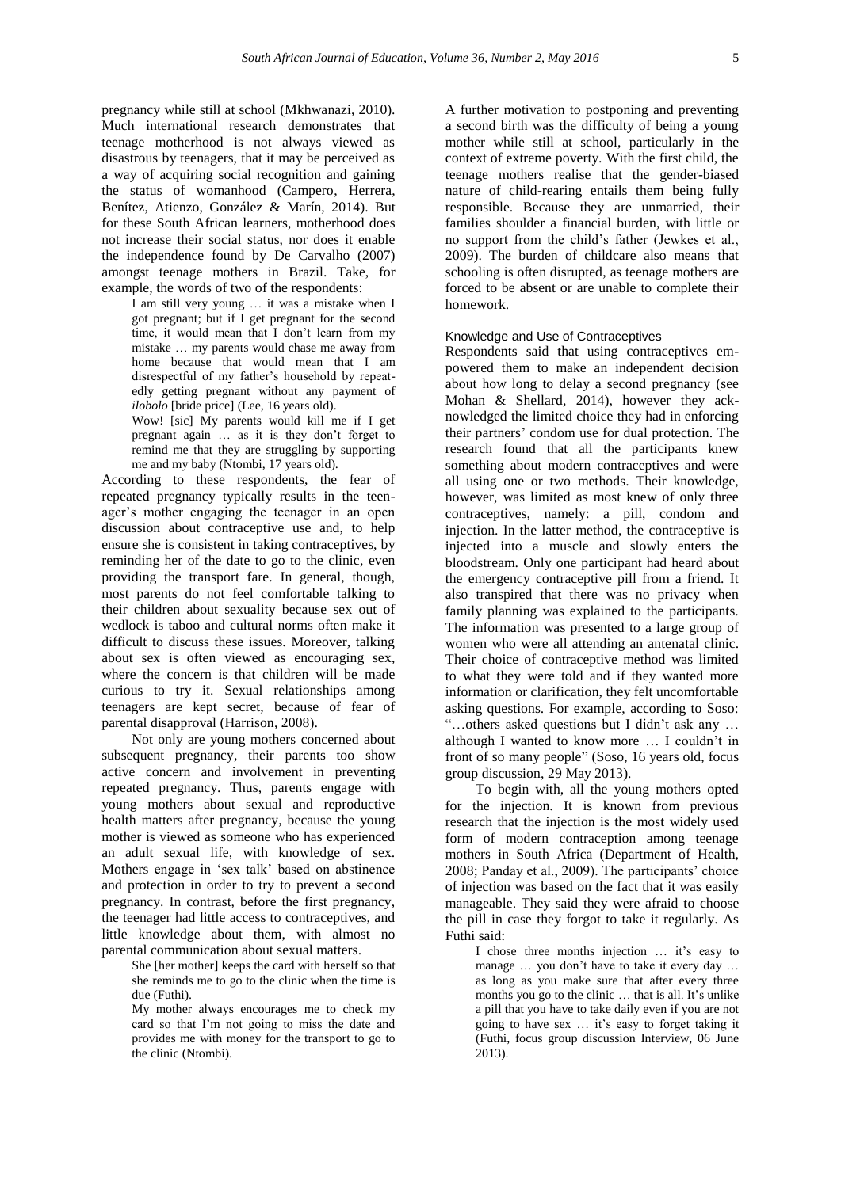pregnancy while still at school (Mkhwanazi, 2010). Much international research demonstrates that teenage motherhood is not always viewed as disastrous by teenagers, that it may be perceived as a way of acquiring social recognition and gaining the status of womanhood (Campero, Herrera, Benítez, Atienzo, González & Marín, 2014). But for these South African learners, motherhood does not increase their social status, nor does it enable the independence found by De Carvalho (2007) amongst teenage mothers in Brazil. Take, for example, the words of two of the respondents:

> I am still very young … it was a mistake when I got pregnant; but if I get pregnant for the second time, it would mean that I don't learn from my mistake … my parents would chase me away from home because that would mean that I am disrespectful of my father's household by repeatedly getting pregnant without any payment of *ilobolo* [bride price] (Lee, 16 years old).

> Wow! [sic] My parents would kill me if I get pregnant again … as it is they don't forget to remind me that they are struggling by supporting me and my baby (Ntombi, 17 years old).

According to these respondents, the fear of repeated pregnancy typically results in the teenager's mother engaging the teenager in an open discussion about contraceptive use and, to help ensure she is consistent in taking contraceptives, by reminding her of the date to go to the clinic, even providing the transport fare. In general, though, most parents do not feel comfortable talking to their children about sexuality because sex out of wedlock is taboo and cultural norms often make it difficult to discuss these issues. Moreover, talking about sex is often viewed as encouraging sex, where the concern is that children will be made curious to try it. Sexual relationships among teenagers are kept secret, because of fear of parental disapproval (Harrison, 2008).

Not only are young mothers concerned about subsequent pregnancy, their parents too show active concern and involvement in preventing repeated pregnancy. Thus, parents engage with young mothers about sexual and reproductive health matters after pregnancy, because the young mother is viewed as someone who has experienced an adult sexual life, with knowledge of sex. Mothers engage in 'sex talk' based on abstinence and protection in order to try to prevent a second pregnancy. In contrast, before the first pregnancy, the teenager had little access to contraceptives, and little knowledge about them, with almost no parental communication about sexual matters.

> She [her mother] keeps the card with herself so that she reminds me to go to the clinic when the time is due (Futhi).

> My mother always encourages me to check my card so that I'm not going to miss the date and provides me with money for the transport to go to the clinic (Ntombi).

A further motivation to postponing and preventing a second birth was the difficulty of being a young mother while still at school, particularly in the context of extreme poverty. With the first child, the teenage mothers realise that the gender-biased nature of child-rearing entails them being fully responsible. Because they are unmarried, their families shoulder a financial burden, with little or no support from the child's father (Jewkes et al., 2009). The burden of childcare also means that schooling is often disrupted, as teenage mothers are forced to be absent or are unable to complete their homework.

#### Knowledge and Use of Contraceptives

Respondents said that using contraceptives empowered them to make an independent decision about how long to delay a second pregnancy (see Mohan & Shellard, 2014), however they acknowledged the limited choice they had in enforcing their partners' condom use for dual protection. The research found that all the participants knew something about modern contraceptives and were all using one or two methods. Their knowledge, however, was limited as most knew of only three contraceptives, namely: a pill, condom and injection. In the latter method, the contraceptive is injected into a muscle and slowly enters the bloodstream. Only one participant had heard about the emergency contraceptive pill from a friend. It also transpired that there was no privacy when family planning was explained to the participants. The information was presented to a large group of women who were all attending an antenatal clinic. Their choice of contraceptive method was limited to what they were told and if they wanted more information or clarification, they felt uncomfortable asking questions. For example, according to Soso: "…others asked questions but I didn't ask any … although I wanted to know more … I couldn't in front of so many people" (Soso, 16 years old, focus group discussion, 29 May 2013).

To begin with, all the young mothers opted for the injection. It is known from previous research that the injection is the most widely used form of modern contraception among teenage mothers in South Africa (Department of Health, 2008; Panday et al., 2009). The participants' choice of injection was based on the fact that it was easily manageable. They said they were afraid to choose the pill in case they forgot to take it regularly. As Futhi said:

> I chose three months injection … it's easy to manage … you don't have to take it every day … as long as you make sure that after every three months you go to the clinic … that is all. It's unlike a pill that you have to take daily even if you are not going to have sex … it's easy to forget taking it (Futhi, focus group discussion Interview, 06 June 2013).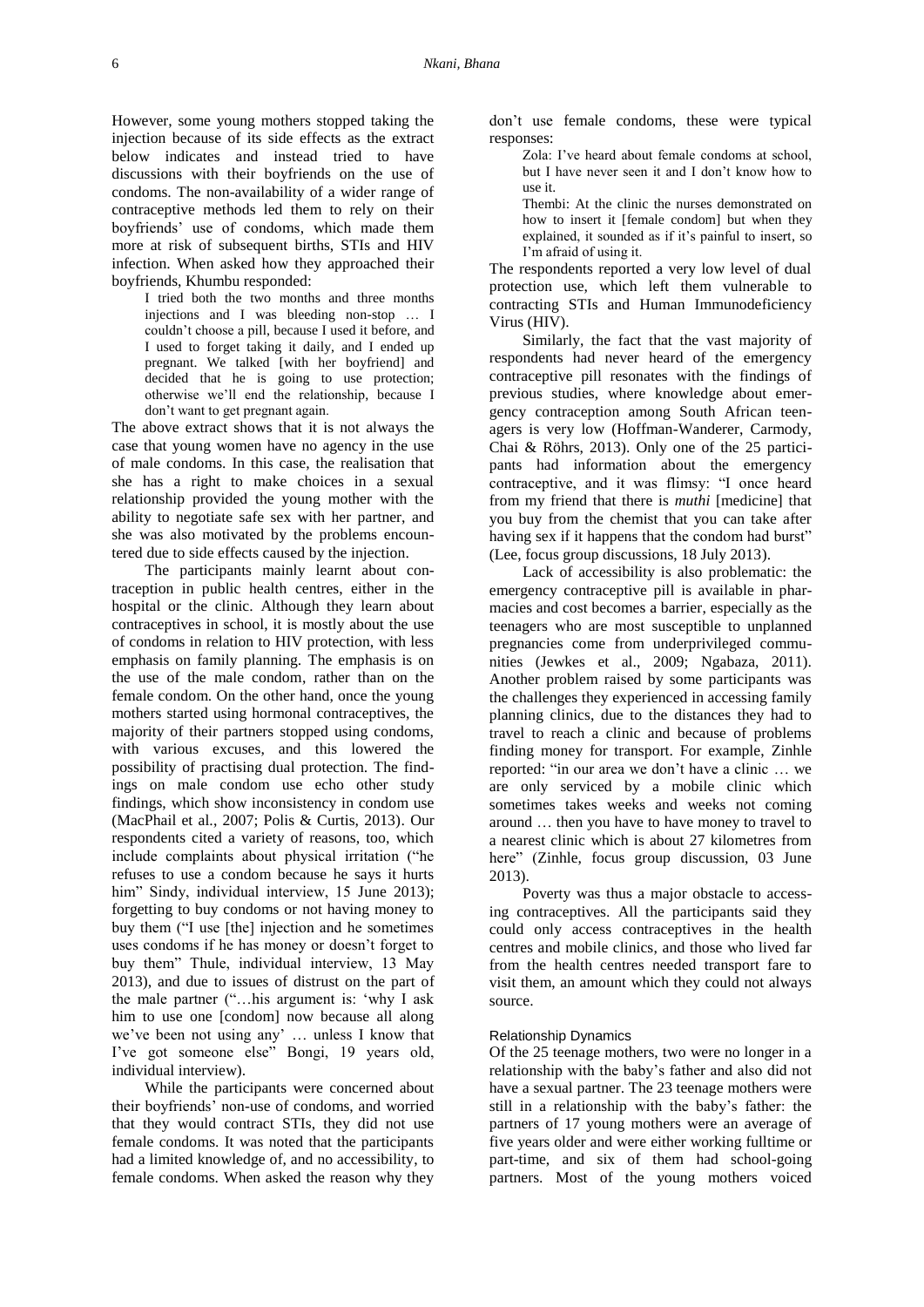However, some young mothers stopped taking the injection because of its side effects as the extract below indicates and instead tried to have discussions with their boyfriends on the use of condoms. The non-availability of a wider range of contraceptive methods led them to rely on their boyfriends' use of condoms, which made them more at risk of subsequent births, STIs and HIV infection. When asked how they approached their boyfriends, Khumbu responded:

> I tried both the two months and three months injections and I was bleeding non-stop … I couldn't choose a pill, because I used it before, and I used to forget taking it daily, and I ended up pregnant. We talked [with her boyfriend] and decided that he is going to use protection; otherwise we'll end the relationship, because I don't want to get pregnant again.

The above extract shows that it is not always the case that young women have no agency in the use of male condoms. In this case, the realisation that she has a right to make choices in a sexual relationship provided the young mother with the ability to negotiate safe sex with her partner, and she was also motivated by the problems encountered due to side effects caused by the injection.

The participants mainly learnt about contraception in public health centres, either in the hospital or the clinic. Although they learn about contraceptives in school, it is mostly about the use of condoms in relation to HIV protection, with less emphasis on family planning. The emphasis is on the use of the male condom, rather than on the female condom. On the other hand, once the young mothers started using hormonal contraceptives, the majority of their partners stopped using condoms, with various excuses, and this lowered the possibility of practising dual protection. The findings on male condom use echo other study findings, which show inconsistency in condom use (MacPhail et al., 2007; Polis & Curtis, 2013). Our respondents cited a variety of reasons, too, which include complaints about physical irritation ("he refuses to use a condom because he says it hurts him" Sindy, individual interview, 15 June 2013); forgetting to buy condoms or not having money to buy them ("I use [the] injection and he sometimes uses condoms if he has money or doesn't forget to buy them" Thule, individual interview, 13 May 2013), and due to issues of distrust on the part of the male partner ("…his argument is: 'why I ask him to use one [condom] now because all along we've been not using any' … unless I know that I've got someone else" Bongi, 19 years old, individual interview).

While the participants were concerned about their boyfriends' non-use of condoms, and worried that they would contract STIs, they did not use female condoms. It was noted that the participants had a limited knowledge of, and no accessibility, to female condoms. When asked the reason why they don't use female condoms, these were typical responses:

> Zola: I've heard about female condoms at school, but I have never seen it and I don't know how to use it.
>
> Thembi: At the clinic the nurses demonstrated on how to insert it [female condom] but when they explained, it sounded as if it's painful to insert, so I'm afraid of using it.

The respondents reported a very low level of dual protection use, which left them vulnerable to contracting STIs and Human Immunodeficiency Virus (HIV).

Similarly, the fact that the vast majority of respondents had never heard of the emergency contraceptive pill resonates with the findings of previous studies, where knowledge about emergency contraception among South African teenagers is very low (Hoffman-Wanderer, Carmody, Chai & Röhrs, 2013). Only one of the 25 participants had information about the emergency contraceptive, and it was flimsy: "I once heard from my friend that there is *muthi* [medicine] that you buy from the chemist that you can take after having sex if it happens that the condom had burst" (Lee, focus group discussions, 18 July 2013).

Lack of accessibility is also problematic: the emergency contraceptive pill is available in pharmacies and cost becomes a barrier, especially as the teenagers who are most susceptible to unplanned pregnancies come from underprivileged communities (Jewkes et al., 2009; Ngabaza, 2011). Another problem raised by some participants was the challenges they experienced in accessing family planning clinics, due to the distances they had to travel to reach a clinic and because of problems finding money for transport. For example, Zinhle reported: "in our area we don't have a clinic … we are only serviced by a mobile clinic which sometimes takes weeks and weeks not coming around … then you have to have money to travel to a nearest clinic which is about 27 kilometres from here" (Zinhle, focus group discussion, 03 June 2013).

Poverty was thus a major obstacle to accessing contraceptives. All the participants said they could only access contraceptives in the health centres and mobile clinics, and those who lived far from the health centres needed transport fare to visit them, an amount which they could not always source.

### Relationship Dynamics

Of the 25 teenage mothers, two were no longer in a relationship with the baby's father and also did not have a sexual partner. The 23 teenage mothers were still in a relationship with the baby's father: the partners of 17 young mothers were an average of five years older and were either working fulltime or part-time, and six of them had school-going partners. Most of the young mothers voiced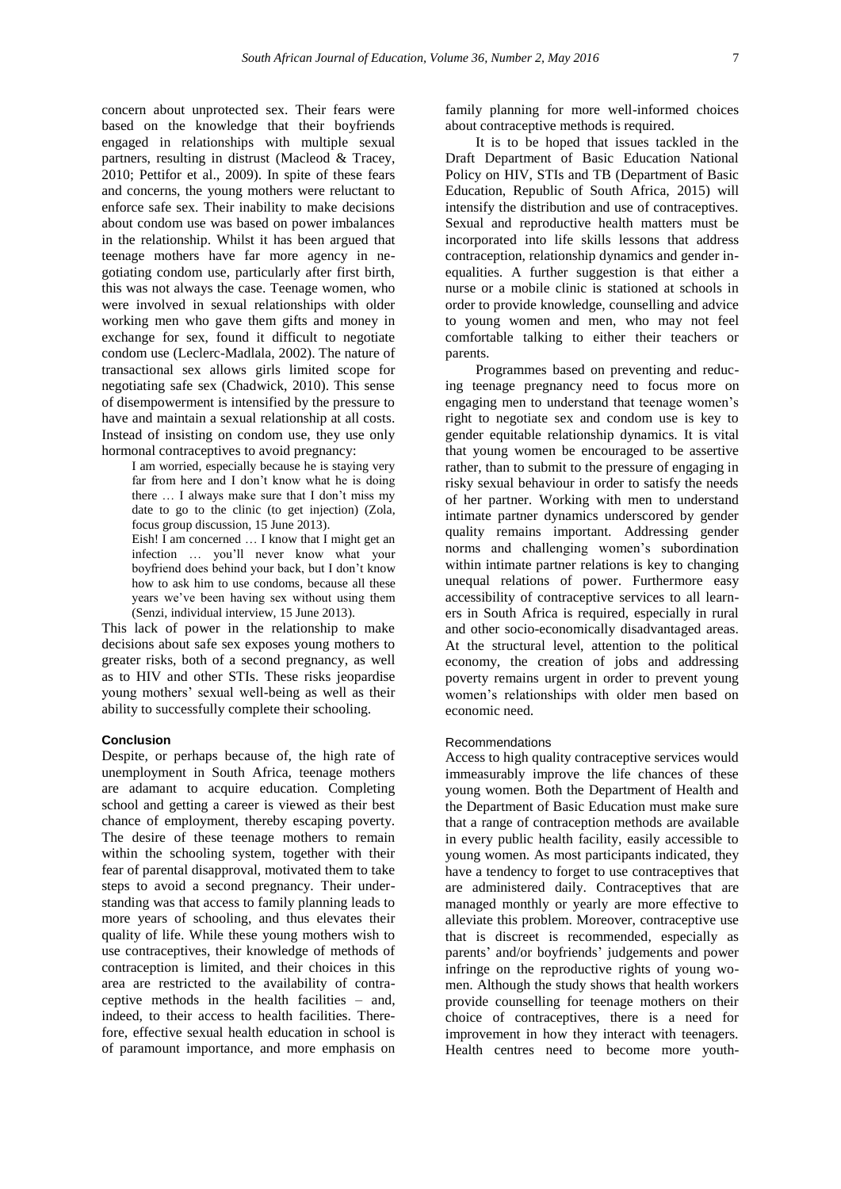concern about unprotected sex. Their fears were based on the knowledge that their boyfriends engaged in relationships with multiple sexual partners, resulting in distrust (Macleod & Tracey, 2010; Pettifor et al., 2009). In spite of these fears and concerns, the young mothers were reluctant to enforce safe sex. Their inability to make decisions about condom use was based on power imbalances in the relationship. Whilst it has been argued that teenage mothers have far more agency in negotiating condom use, particularly after first birth, this was not always the case. Teenage women, who were involved in sexual relationships with older working men who gave them gifts and money in exchange for sex, found it difficult to negotiate condom use (Leclerc-Madlala, 2002). The nature of transactional sex allows girls limited scope for negotiating safe sex (Chadwick, 2010). This sense of disempowerment is intensified by the pressure to have and maintain a sexual relationship at all costs. Instead of insisting on condom use, they use only hormonal contraceptives to avoid pregnancy:

> I am worried, especially because he is staying very far from here and I don't know what he is doing there … I always make sure that I don't miss my date to go to the clinic (to get injection) (Zola, focus group discussion, 15 June 2013).
>
> Eish! I am concerned … I know that I might get an infection … you'll never know what your boyfriend does behind your back, but I don't know how to ask him to use condoms, because all these years we've been having sex without using them (Senzi, individual interview, 15 June 2013).

This lack of power in the relationship to make decisions about safe sex exposes young mothers to greater risks, both of a second pregnancy, as well as to HIV and other STIs. These risks jeopardise young mothers' sexual well-being as well as their ability to successfully complete their schooling.

## Conclusion

Despite, or perhaps because of, the high rate of unemployment in South Africa, teenage mothers are adamant to acquire education. Completing school and getting a career is viewed as their best chance of employment, thereby escaping poverty. The desire of these teenage mothers to remain within the schooling system, together with their fear of parental disapproval, motivated them to take steps to avoid a second pregnancy. Their understanding was that access to family planning leads to more years of schooling, and thus elevates their quality of life. While these young mothers wish to use contraceptives, their knowledge of methods of contraception is limited, and their choices in this area are restricted to the availability of contraceptive methods in the health facilities – and, indeed, to their access to health facilities. Therefore, effective sexual health education in school is of paramount importance, and more emphasis on family planning for more well-informed choices about contraceptive methods is required.

It is to be hoped that issues tackled in the Draft Department of Basic Education National Policy on HIV, STIs and TB (Department of Basic Education, Republic of South Africa, 2015) will intensify the distribution and use of contraceptives. Sexual and reproductive health matters must be incorporated into life skills lessons that address contraception, relationship dynamics and gender inequalities. A further suggestion is that either a nurse or a mobile clinic is stationed at schools in order to provide knowledge, counselling and advice to young women and men, who may not feel comfortable talking to either their teachers or parents.

Programmes based on preventing and reducing teenage pregnancy need to focus more on engaging men to understand that teenage women's right to negotiate sex and condom use is key to gender equitable relationship dynamics. It is vital that young women be encouraged to be assertive rather, than to submit to the pressure of engaging in risky sexual behaviour in order to satisfy the needs of her partner. Working with men to understand intimate partner dynamics underscored by gender quality remains important. Addressing gender norms and challenging women's subordination within intimate partner relations is key to changing unequal relations of power. Furthermore easy accessibility of contraceptive services to all learners in South Africa is required, especially in rural and other socio-economically disadvantaged areas. At the structural level, attention to the political economy, the creation of jobs and addressing poverty remains urgent in order to prevent young women's relationships with older men based on economic need.

### Recommendations

Access to high quality contraceptive services would immeasurably improve the life chances of these young women. Both the Department of Health and the Department of Basic Education must make sure that a range of contraception methods are available in every public health facility, easily accessible to young women. As most participants indicated, they have a tendency to forget to use contraceptives that are administered daily. Contraceptives that are managed monthly or yearly are more effective to alleviate this problem. Moreover, contraceptive use that is discreet is recommended, especially as parents' and/or boyfriends' judgements and power infringe on the reproductive rights of young women. Although the study shows that health workers provide counselling for teenage mothers on their choice of contraceptives, there is a need for improvement in how they interact with teenagers. Health centres need to become more youth-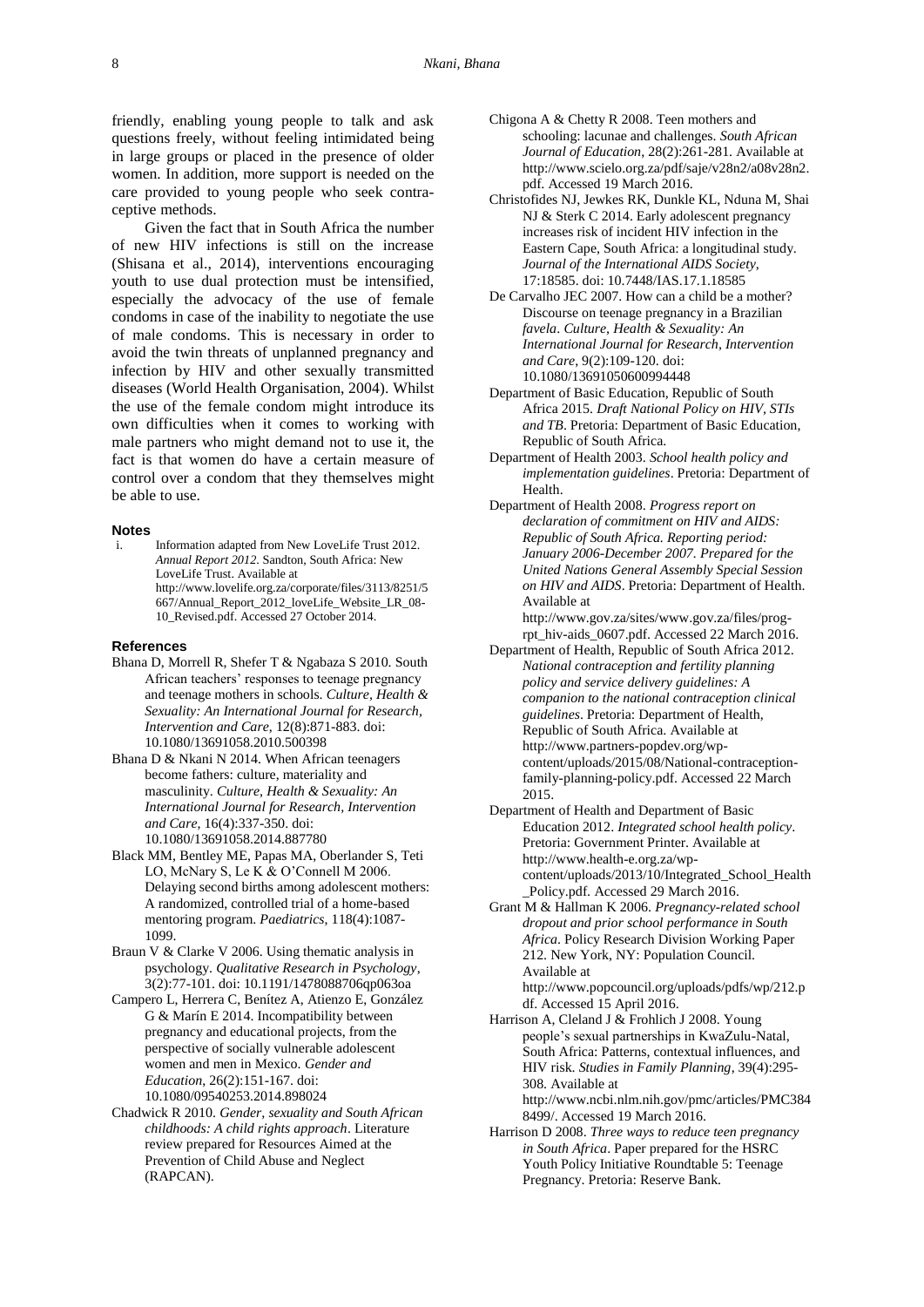friendly, enabling young people to talk and ask questions freely, without feeling intimidated being in large groups or placed in the presence of older women. In addition, more support is needed on the care provided to young people who seek contraceptive methods.

Given the fact that in South Africa the number of new HIV infections is still on the increase (Shisana et al., 2014), interventions encouraging youth to use dual protection must be intensified, especially the advocacy of the use of female condoms in case of the inability to negotiate the use of male condoms. This is necessary in order to avoid the twin threats of unplanned pregnancy and infection by HIV and other sexually transmitted diseases (World Health Organisation, 2004). Whilst the use of the female condom might introduce its own difficulties when it comes to working with male partners who might demand not to use it, the fact is that women do have a certain measure of control over a condom that they themselves might be able to use.

## Notes

i. Information adapted from New LoveLife Trust 2012. *Annual Report 2012*. Sandton, South Africa: New LoveLife Trust. Available at http://www.lovelife.org.za/corporate/files/3113/8251/5667/Annual_Report_2012_loveLife_Website_LR_08-10_Revised.pdf. Accessed 27 October 2014.

## References

Bhana D, Morrell R, Shefer T & Ngabaza S 2010. South African teachers' responses to teenage pregnancy and teenage mothers in schools. *Culture, Health & Sexuality: An International Journal for Research, Intervention and Care*, 12(8):871-883. doi: 10.1080/13691058.2010.500398

Bhana D & Nkani N 2014. When African teenagers become fathers: culture, materiality and masculinity. *Culture, Health & Sexuality: An International Journal for Research, Intervention and Care*, 16(4):337-350. doi: 10.1080/13691058.2014.887780

Black MM, Bentley ME, Papas MA, Oberlander S, Teti LO, McNary S, Le K & O'Connell M 2006. Delaying second births among adolescent mothers: A randomized, controlled trial of a home-based mentoring program. *Paediatrics*, 118(4):1087-1099.

Braun V & Clarke V 2006. Using thematic analysis in psychology. *Qualitative Research in Psychology*, 3(2):77-101. doi: 10.1191/1478088706qp063oa

Campero L, Herrera C, Benítez A, Atienzo E, González G & Marín E 2014. Incompatibility between pregnancy and educational projects, from the perspective of socially vulnerable adolescent women and men in Mexico. *Gender and Education*, 26(2):151-167. doi: 10.1080/09540253.2014.898024

Chadwick R 2010. *Gender, sexuality and South African childhoods: A child rights approach*. Literature review prepared for Resources Aimed at the Prevention of Child Abuse and Neglect (RAPCAN).

Chigona A & Chetty R 2008. Teen mothers and schooling: lacunae and challenges. *South African Journal of Education*, 28(2):261-281. Available at http://www.scielo.org.za/pdf/saje/v28n2/a08v28n2.pdf. Accessed 19 March 2016.

Christofides NJ, Jewkes RK, Dunkle KL, Nduna M, Shai NJ & Sterk C 2014. Early adolescent pregnancy increases risk of incident HIV infection in the Eastern Cape, South Africa: a longitudinal study. *Journal of the International AIDS Society*, 17:18585. doi: 10.7448/IAS.17.1.18585

De Carvalho JEC 2007. How can a child be a mother? Discourse on teenage pregnancy in a Brazilian *favela*. *Culture, Health & Sexuality: An International Journal for Research, Intervention and Care*, 9(2):109-120. doi: 10.1080/13691050600994448

Department of Basic Education, Republic of South Africa 2015. *Draft National Policy on HIV, STIs and TB*. Pretoria: Department of Basic Education, Republic of South Africa.

Department of Health 2003. *School health policy and implementation guidelines*. Pretoria: Department of Health.

Department of Health 2008. *Progress report on declaration of commitment on HIV and AIDS: Republic of South Africa. Reporting period: January 2006-December 2007. Prepared for the United Nations General Assembly Special Session on HIV and AIDS*. Pretoria: Department of Health. Available at http://www.gov.za/sites/www.gov.za/files/prog-rpt_hiv-aids_0607.pdf. Accessed 22 March 2016.

Department of Health, Republic of South Africa 2012. *National contraception and fertility planning policy and service delivery guidelines: A companion to the national contraception clinical guidelines*. Pretoria: Department of Health, Republic of South Africa. Available at http://www.partners-popdev.org/wp-content/uploads/2015/08/National-contraception-family-planning-policy.pdf. Accessed 22 March 2015.

Department of Health and Department of Basic Education 2012. *Integrated school health policy*. Pretoria: Government Printer. Available at http://www.health-e.org.za/wp-content/uploads/2013/10/Integrated_School_Health_Policy.pdf. Accessed 29 March 2016.

Grant M & Hallman K 2006. *Pregnancy-related school dropout and prior school performance in South Africa*. Policy Research Division Working Paper 212. New York, NY: Population Council. Available at http://www.popcouncil.org/uploads/pdfs/wp/212.pdf. Accessed 15 April 2016.

Harrison A, Cleland J & Frohlich J 2008. Young people's sexual partnerships in KwaZulu-Natal, South Africa: Patterns, contextual influences, and HIV risk. *Studies in Family Planning*, 39(4):295-308. Available at http://www.ncbi.nlm.nih.gov/pmc/articles/PMC3848499/. Accessed 19 March 2016.

Harrison D 2008. *Three ways to reduce teen pregnancy in South Africa*. Paper prepared for the HSRC Youth Policy Initiative Roundtable 5: Teenage Pregnancy. Pretoria: Reserve Bank.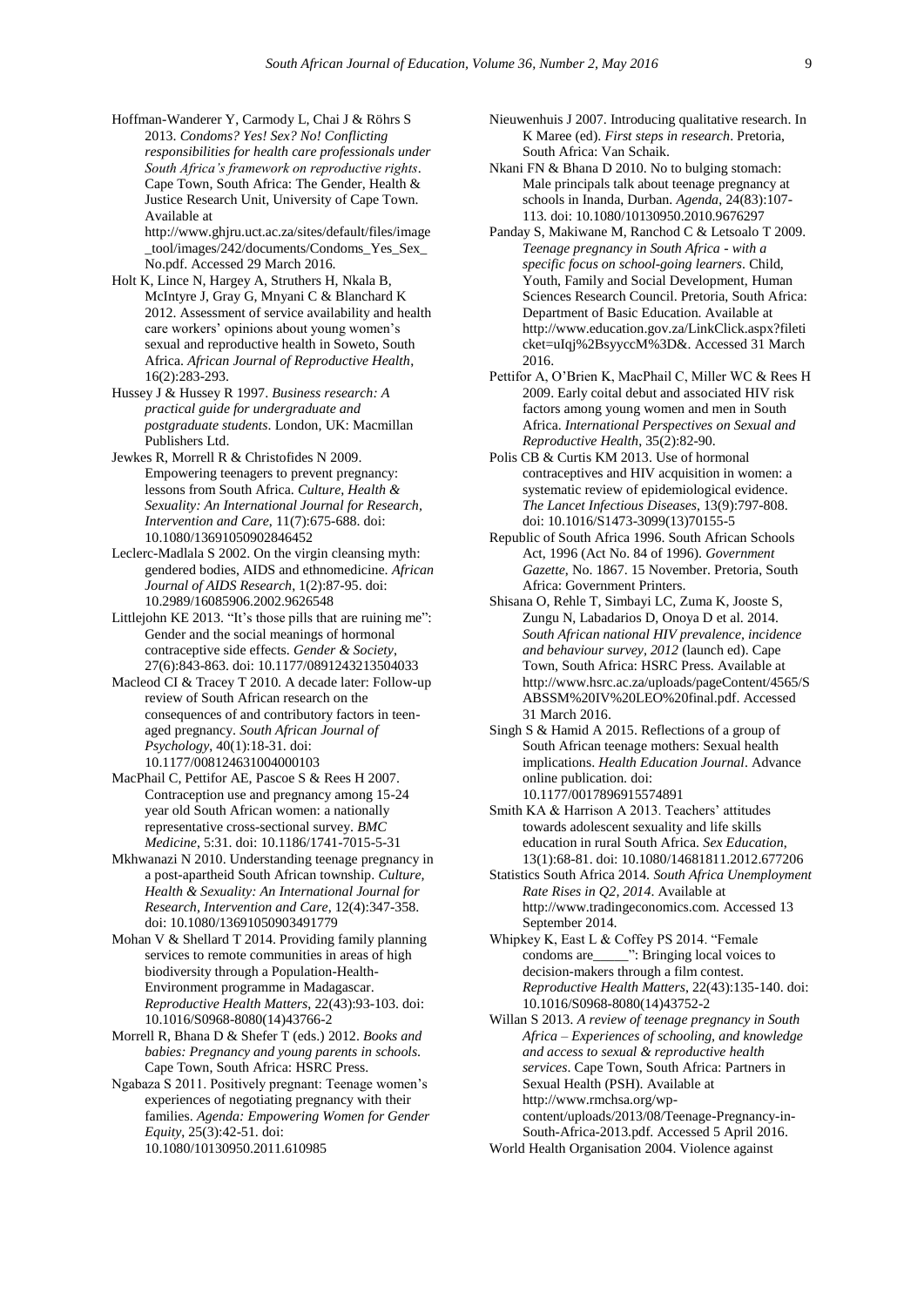Hoffman-Wanderer Y, Carmody L, Chai J & Röhrs S 2013. *Condoms? Yes! Sex? No! Conflicting responsibilities for health care professionals under South Africa's framework on reproductive rights*. Cape Town, South Africa: The Gender, Health & Justice Research Unit, University of Cape Town. Available at http://www.ghjru.uct.ac.za/sites/default/files/image_tool/images/242/documents/Condoms_Yes_Sex_No.pdf. Accessed 29 March 2016.

Holt K, Lince N, Hargey A, Struthers H, Nkala B, McIntyre J, Gray G, Mnyani C & Blanchard K 2012. Assessment of service availability and health care workers' opinions about young women's sexual and reproductive health in Soweto, South Africa. *African Journal of Reproductive Health*, 16(2):283-293.

Hussey J & Hussey R 1997. *Business research: A practical guide for undergraduate and postgraduate students*. London, UK: Macmillan Publishers Ltd.

Jewkes R, Morrell R & Christofides N 2009. Empowering teenagers to prevent pregnancy: lessons from South Africa. *Culture, Health & Sexuality: An International Journal for Research, Intervention and Care*, 11(7):675-688. doi: 10.1080/13691050902846452

Leclerc-Madlala S 2002. On the virgin cleansing myth: gendered bodies, AIDS and ethnomedicine. *African Journal of AIDS Research*, 1(2):87-95. doi: 10.2989/16085906.2002.9626548

Littlejohn KE 2013. "It's those pills that are ruining me": Gender and the social meanings of hormonal contraceptive side effects. *Gender & Society*, 27(6):843-863. doi: 10.1177/0891243213504033

Macleod CI & Tracey T 2010. A decade later: Follow-up review of South African research on the consequences of and contributory factors in teen-aged pregnancy. *South African Journal of Psychology*, 40(1):18-31. doi: 10.1177/008124631004000103

MacPhail C, Pettifor AE, Pascoe S & Rees H 2007. Contraception use and pregnancy among 15-24 year old South African women: a nationally representative cross-sectional survey. *BMC Medicine*, 5:31. doi: 10.1186/1741-7015-5-31

Mkhwanazi N 2010. Understanding teenage pregnancy in a post-apartheid South African township. *Culture, Health & Sexuality: An International Journal for Research, Intervention and Care*, 12(4):347-358. doi: 10.1080/13691050903491779

Mohan V & Shellard T 2014. Providing family planning services to remote communities in areas of high biodiversity through a Population-Health-Environment programme in Madagascar. *Reproductive Health Matters*, 22(43):93-103. doi: 10.1016/S0968-8080(14)43766-2

Morrell R, Bhana D & Shefer T (eds.) 2012. *Books and babies: Pregnancy and young parents in schools*. Cape Town, South Africa: HSRC Press.

Ngabaza S 2011. Positively pregnant: Teenage women's experiences of negotiating pregnancy with their families. *Agenda: Empowering Women for Gender Equity*, 25(3):42-51. doi: 10.1080/10130950.2011.610985

Nieuwenhuis J 2007. Introducing qualitative research. In K Maree (ed). *First steps in research*. Pretoria, South Africa: Van Schaik.

Nkani FN & Bhana D 2010. No to bulging stomach: Male principals talk about teenage pregnancy at schools in Inanda, Durban. *Agenda*, 24(83):107-113. doi: 10.1080/10130950.2010.9676297

Panday S, Makiwane M, Ranchod C & Letsoalo T 2009. *Teenage pregnancy in South Africa - with a specific focus on school-going learners*. Child, Youth, Family and Social Development, Human Sciences Research Council. Pretoria, South Africa: Department of Basic Education. Available at http://www.education.gov.za/LinkClick.aspx?fileticket=uIqj%2BsyyccM%3D&. Accessed 31 March 2016.

Pettifor A, O'Brien K, MacPhail C, Miller WC & Rees H 2009. Early coital debut and associated HIV risk factors among young women and men in South Africa. *International Perspectives on Sexual and Reproductive Health*, 35(2):82-90.

Polis CB & Curtis KM 2013. Use of hormonal contraceptives and HIV acquisition in women: a systematic review of epidemiological evidence. *The Lancet Infectious Diseases*, 13(9):797-808. doi: 10.1016/S1473-3099(13)70155-5

Republic of South Africa 1996. South African Schools Act, 1996 (Act No. 84 of 1996). *Government Gazette*, No. 1867. 15 November. Pretoria, South Africa: Government Printers.

Shisana O, Rehle T, Simbayi LC, Zuma K, Jooste S, Zungu N, Labadarios D, Onoya D et al. 2014. *South African national HIV prevalence, incidence and behaviour survey, 2012* (launch ed). Cape Town, South Africa: HSRC Press. Available at http://www.hsrc.ac.za/uploads/pageContent/4565/SABSSM%20IV%20LEO%20final.pdf. Accessed 31 March 2016.

Singh S & Hamid A 2015. Reflections of a group of South African teenage mothers: Sexual health implications. *Health Education Journal*. Advance online publication. doi: 10.1177/0017896915574891

Smith KA & Harrison A 2013. Teachers' attitudes towards adolescent sexuality and life skills education in rural South Africa. *Sex Education*, 13(1):68-81. doi: 10.1080/14681811.2012.677206

Statistics South Africa 2014. *South Africa Unemployment Rate Rises in Q2, 2014*. Available at http://www.tradingeconomics.com. Accessed 13 September 2014.

Whipkey K, East L & Coffey PS 2014. "Female condoms are_____": Bringing local voices to decision-makers through a film contest. *Reproductive Health Matters*, 22(43):135-140. doi: 10.1016/S0968-8080(14)43752-2

Willan S 2013. *A review of teenage pregnancy in South Africa – Experiences of schooling, and knowledge and access to sexual & reproductive health services*. Cape Town, South Africa: Partners in Sexual Health (PSH). Available at http://www.rmchsa.org/wp-content/uploads/2013/08/Teenage-Pregnancy-in-South-Africa-2013.pdf. Accessed 5 April 2016.

World Health Organisation 2004. Violence against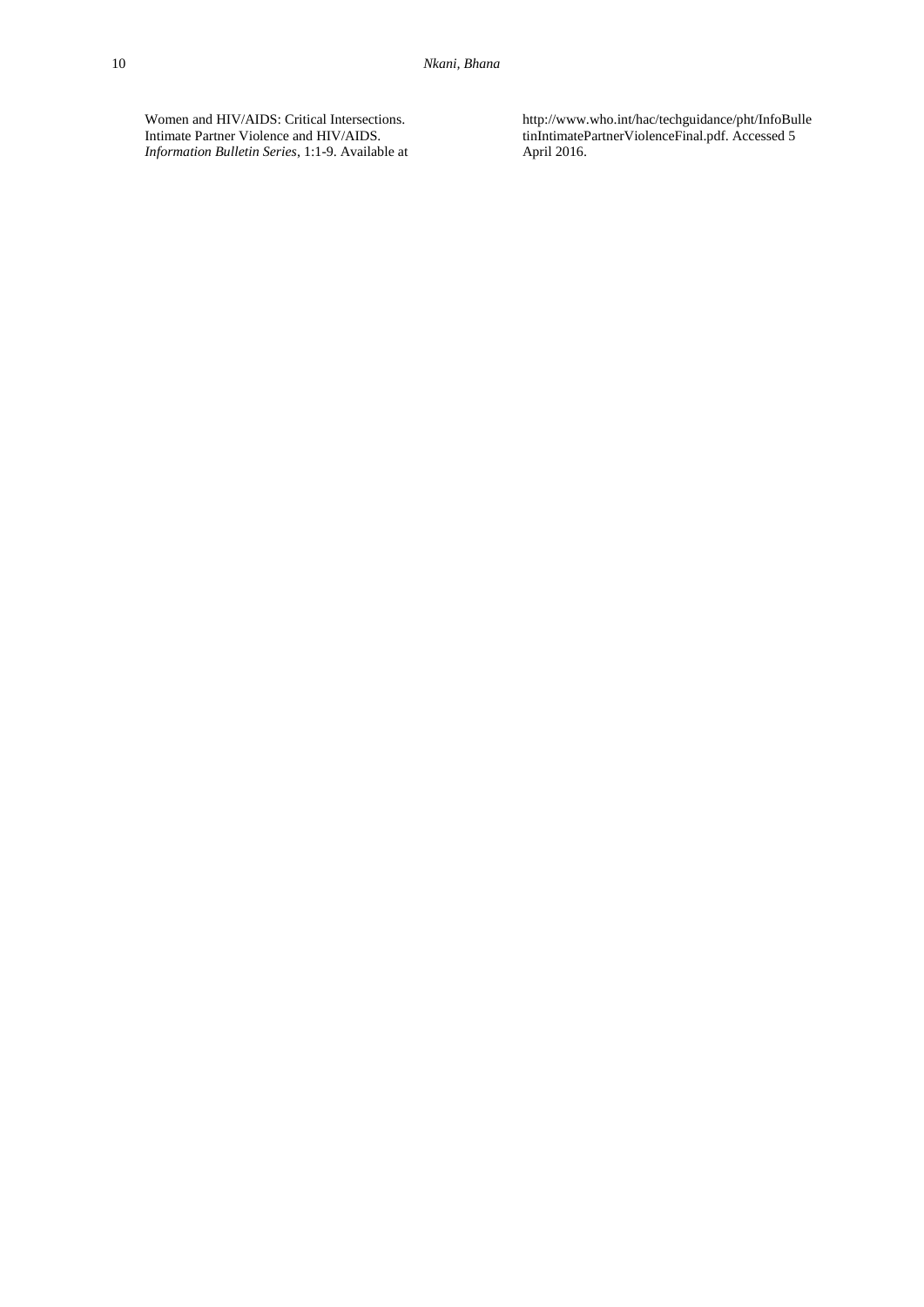Women and HIV/AIDS: Critical Intersections. Intimate Partner Violence and HIV/AIDS. *Information Bulletin Series*, 1:1-9. Available at http://www.who.int/hac/techguidance/pht/InfoBulletinIntimatePartnerViolenceFinal.pdf. Accessed 5 April 2016.